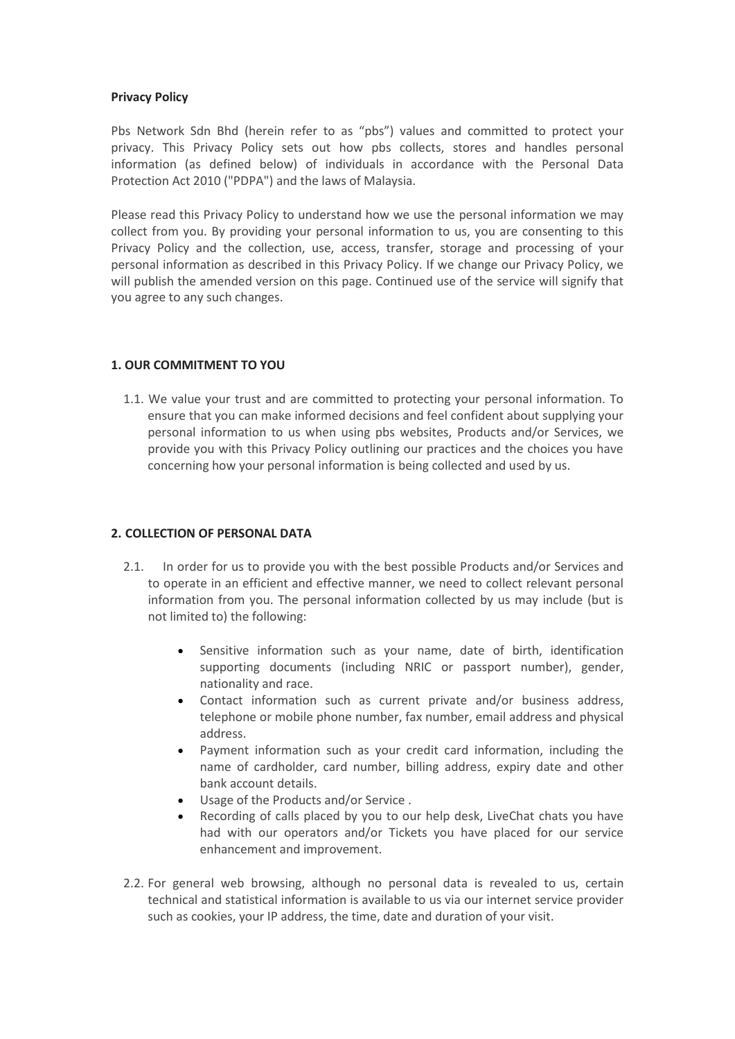**Privacy Policy**

Pbs Network Sdn Bhd (herein refer to as "pbs") values and committed to protect your privacy. This Privacy Policy sets out how pbs collects, stores and handles personal information (as defined below) of individuals in accordance with the Personal Data Protection Act 2010 ("PDPA") and the laws of Malaysia.

Please read this Privacy Policy to understand how we use the personal information we may collect from you. By providing your personal information to us, you are consenting to this Privacy Policy and the collection, use, access, transfer, storage and processing of your personal information as described in this Privacy Policy. If we change our Privacy Policy, we will publish the amended version on this page. Continued use of the service will signify that you agree to any such changes.

**1. OUR COMMITMENT TO YOU**

1.1. We value your trust and are committed to protecting your personal information. To ensure that you can make informed decisions and feel confident about supplying your personal information to us when using pbs websites, Products and/or Services, we provide you with this Privacy Policy outlining our practices and the choices you have concerning how your personal information is being collected and used by us.

**2. COLLECTION OF PERSONAL DATA**

2.1. In order for us to provide you with the best possible Products and/or Services and to operate in an efficient and effective manner, we need to collect relevant personal information from you. The personal information collected by us may include (but is not limited to) the following:

- Sensitive information such as your name, date of birth, identification supporting documents (including NRIC or passport number), gender, nationality and race.
- Contact information such as current private and/or business address, telephone or mobile phone number, fax number, email address and physical address.
- Payment information such as your credit card information, including the name of cardholder, card number, billing address, expiry date and other bank account details.
- Usage of the Products and/or Service .
- Recording of calls placed by you to our help desk, LiveChat chats you have had with our operators and/or Tickets you have placed for our service enhancement and improvement.

2.2. For general web browsing, although no personal data is revealed to us, certain technical and statistical information is available to us via our internet service provider such as cookies, your IP address, the time, date and duration of your visit.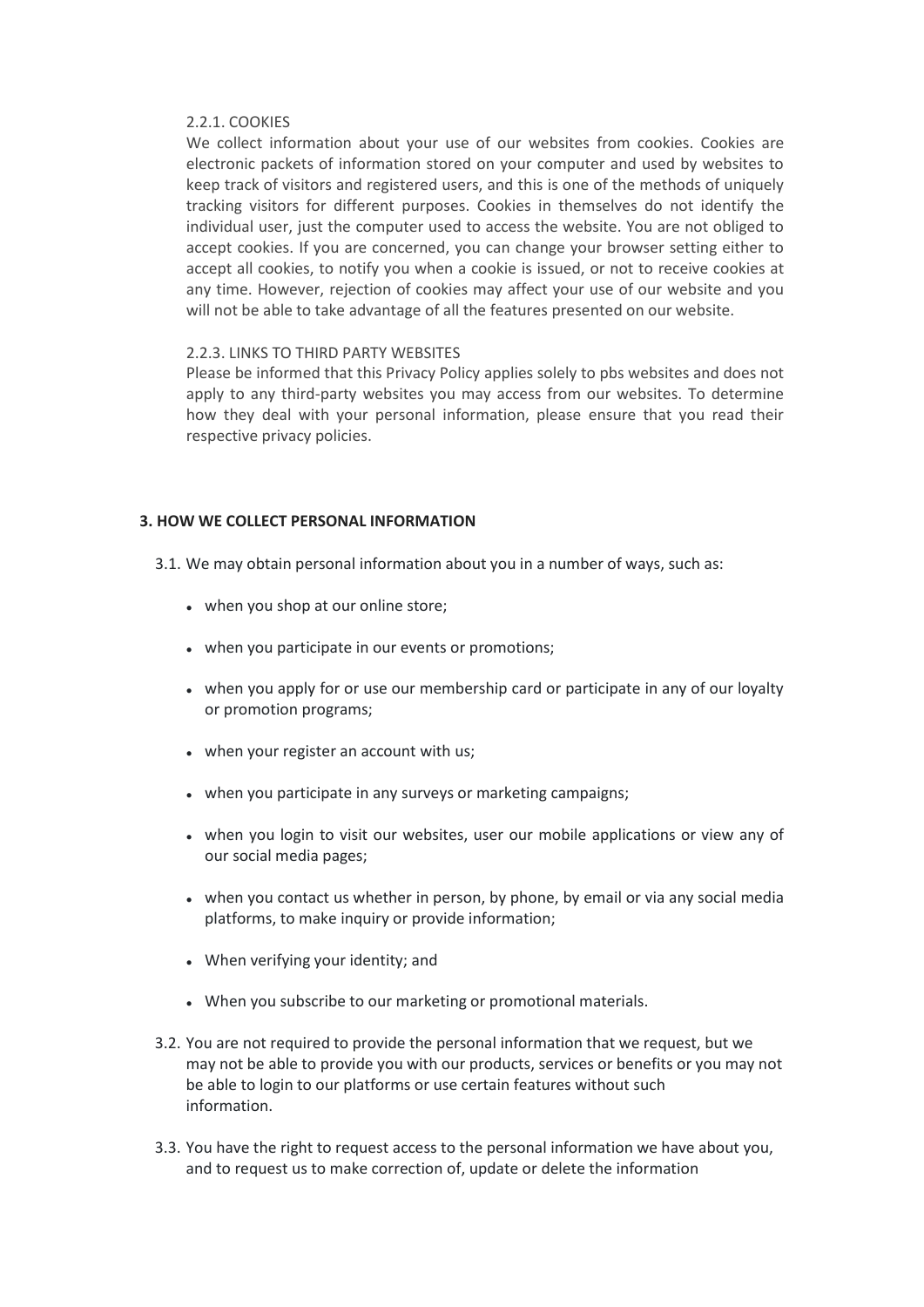2.2.1. COOKIES

We collect information about your use of our websites from cookies. Cookies are electronic packets of information stored on your computer and used by websites to keep track of visitors and registered users, and this is one of the methods of uniquely tracking visitors for different purposes. Cookies in themselves do not identify the individual user, just the computer used to access the website. You are not obliged to accept cookies. If you are concerned, you can change your browser setting either to accept all cookies, to notify you when a cookie is issued, or not to receive cookies at any time. However, rejection of cookies may affect your use of our website and you will not be able to take advantage of all the features presented on our website.

2.2.3. LINKS TO THIRD PARTY WEBSITES

Please be informed that this Privacy Policy applies solely to pbs websites and does not apply to any third-party websites you may access from our websites. To determine how they deal with your personal information, please ensure that you read their respective privacy policies.

**3. HOW WE COLLECT PERSONAL INFORMATION**

3.1. We may obtain personal information about you in a number of ways, such as:

- when you shop at our online store;
- when you participate in our events or promotions;
- when you apply for or use our membership card or participate in any of our loyalty or promotion programs;
- when your register an account with us;
- when you participate in any surveys or marketing campaigns;
- when you login to visit our websites, user our mobile applications or view any of our social media pages;
- when you contact us whether in person, by phone, by email or via any social media platforms, to make inquiry or provide information;
- When verifying your identity; and
- When you subscribe to our marketing or promotional materials.

3.2. You are not required to provide the personal information that we request, but we may not be able to provide you with our products, services or benefits or you may not be able to login to our platforms or use certain features without such information.

3.3. You have the right to request access to the personal information we have about you, and to request us to make correction of, update or delete the information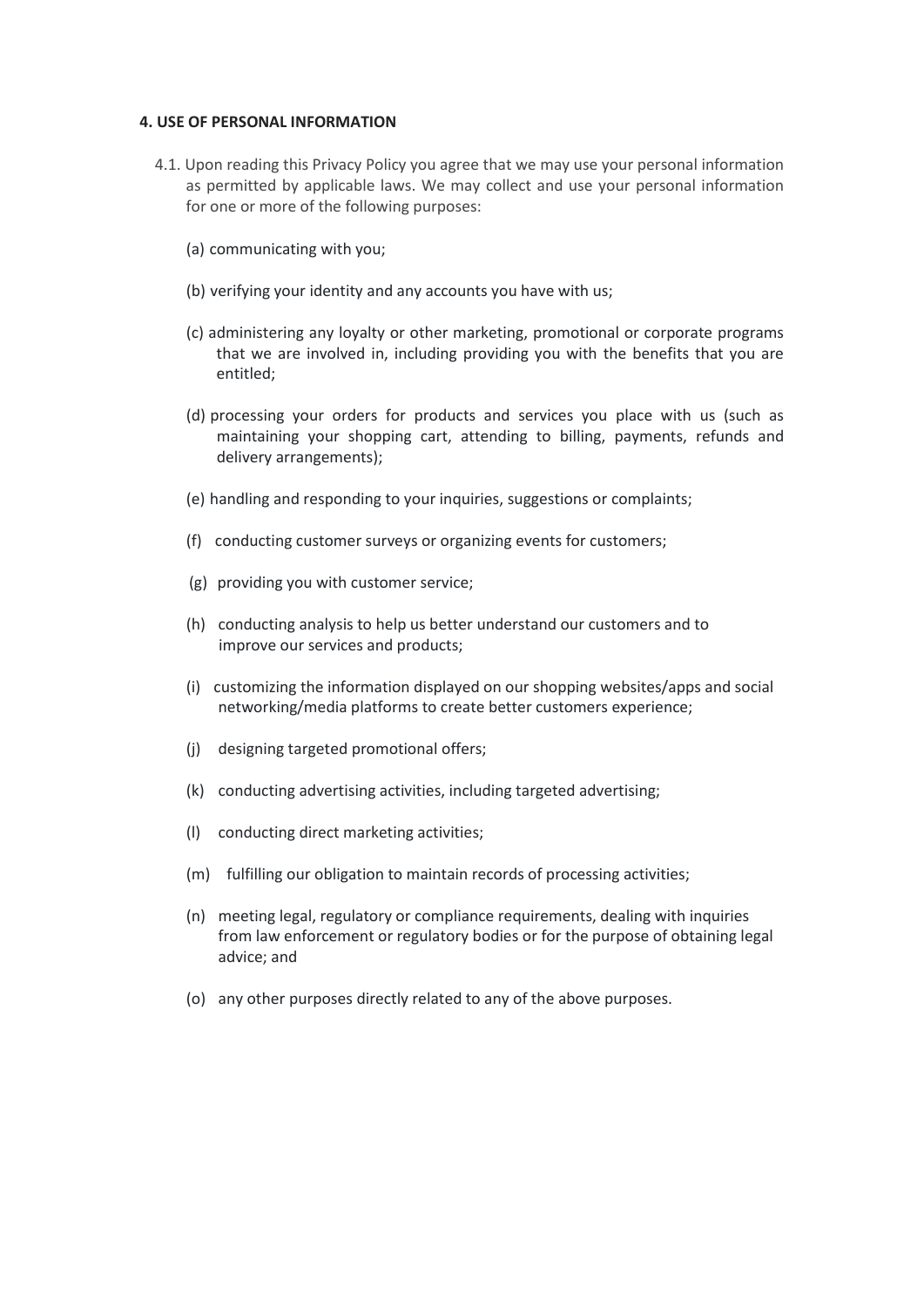**4. USE OF PERSONAL INFORMATION**

4.1. Upon reading this Privacy Policy you agree that we may use your personal information as permitted by applicable laws. We may collect and use your personal information for one or more of the following purposes:

(a) communicating with you;

(b) verifying your identity and any accounts you have with us;

(c) administering any loyalty or other marketing, promotional or corporate programs that we are involved in, including providing you with the benefits that you are entitled;

(d) processing your orders for products and services you place with us (such as maintaining your shopping cart, attending to billing, payments, refunds and delivery arrangements);

(e) handling and responding to your inquiries, suggestions or complaints;

(f) conducting customer surveys or organizing events for customers;

(g) providing you with customer service;

(h) conducting analysis to help us better understand our customers and to improve our services and products;

(i) customizing the information displayed on our shopping websites/apps and social networking/media platforms to create better customers experience;

(j) designing targeted promotional offers;

(k) conducting advertising activities, including targeted advertising;

(l) conducting direct marketing activities;

(m) fulfilling our obligation to maintain records of processing activities;

(n) meeting legal, regulatory or compliance requirements, dealing with inquiries from law enforcement or regulatory bodies or for the purpose of obtaining legal advice; and

(o) any other purposes directly related to any of the above purposes.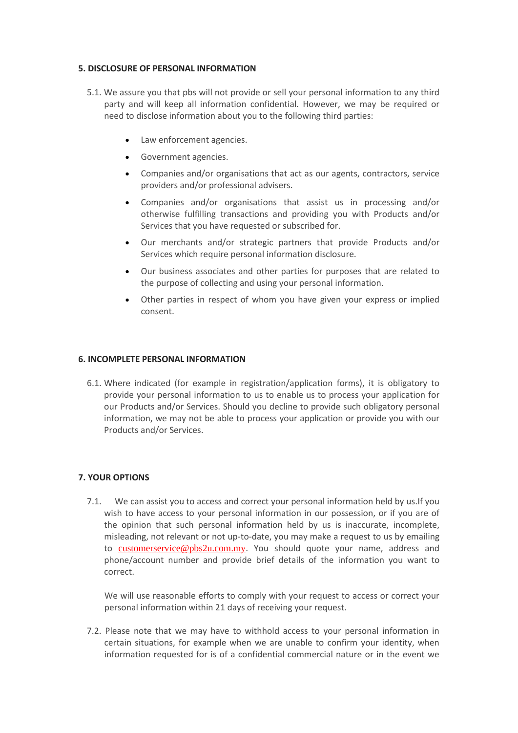**5. DISCLOSURE OF PERSONAL INFORMATION**

5.1. We assure you that pbs will not provide or sell your personal information to any third party and will keep all information confidential. However, we may be required or need to disclose information about you to the following third parties:

- Law enforcement agencies.
- Government agencies.
- Companies and/or organisations that act as our agents, contractors, service providers and/or professional advisers.
- Companies and/or organisations that assist us in processing and/or otherwise fulfilling transactions and providing you with Products and/or Services that you have requested or subscribed for.
- Our merchants and/or strategic partners that provide Products and/or Services which require personal information disclosure.
- Our business associates and other parties for purposes that are related to the purpose of collecting and using your personal information.
- Other parties in respect of whom you have given your express or implied consent.

**6. INCOMPLETE PERSONAL INFORMATION**

6.1. Where indicated (for example in registration/application forms), it is obligatory to provide your personal information to us to enable us to process your application for our Products and/or Services. Should you decline to provide such obligatory personal information, we may not be able to process your application or provide you with our Products and/or Services.

**7. YOUR OPTIONS**

7.1. We can assist you to access and correct your personal information held by us.If you wish to have access to your personal information in our possession, or if you are of the opinion that such personal information held by us is inaccurate, incomplete, misleading, not relevant or not up-to-date, you may make a request to us by emailing to customerservice@pbs2u.com.my. You should quote your name, address and phone/account number and provide brief details of the information you want to correct.

We will use reasonable efforts to comply with your request to access or correct your personal information within 21 days of receiving your request.

7.2. Please note that we may have to withhold access to your personal information in certain situations, for example when we are unable to confirm your identity, when information requested for is of a confidential commercial nature or in the event we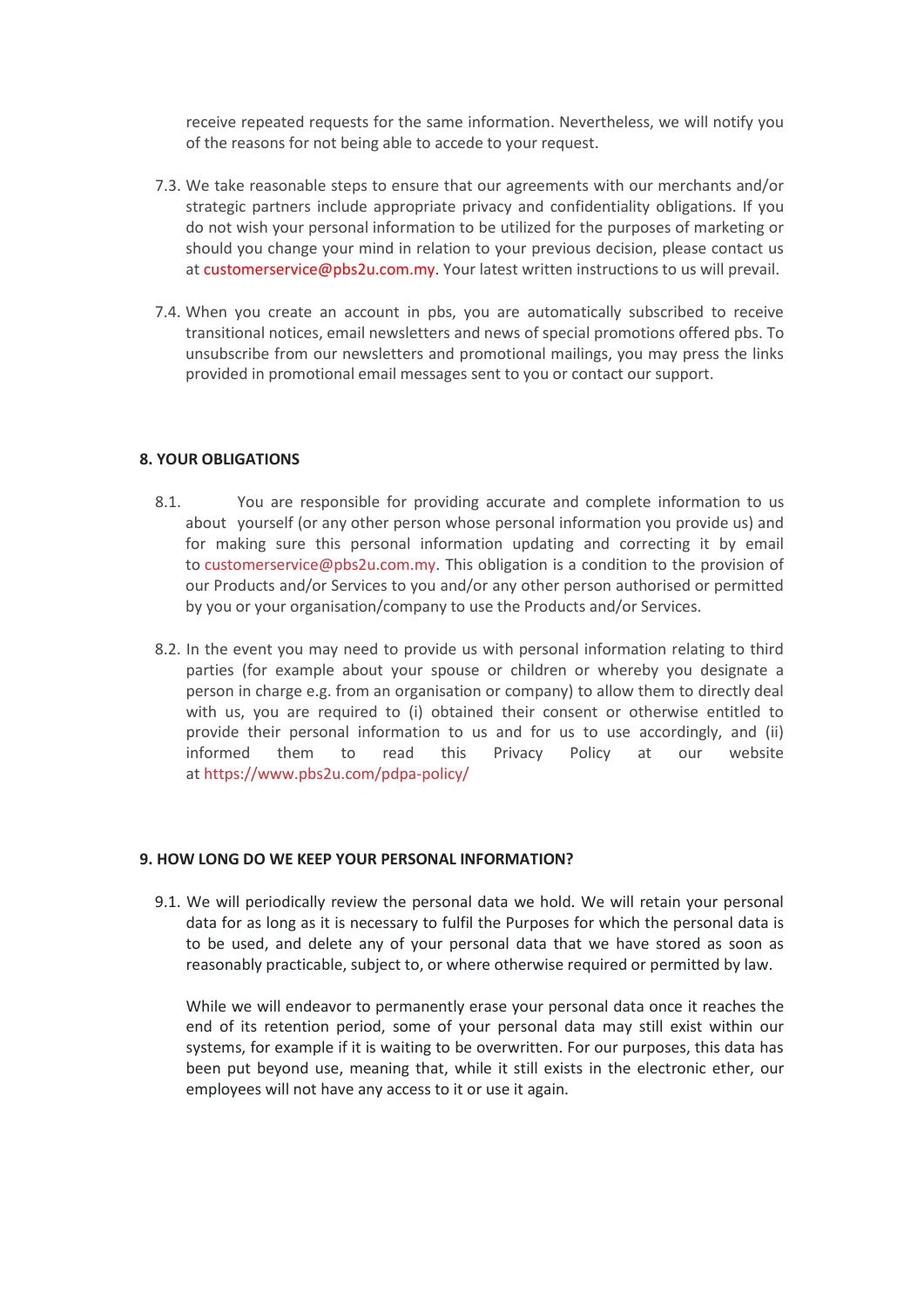receive repeated requests for the same information. Nevertheless, we will notify you of the reasons for not being able to accede to your request.

7.3. We take reasonable steps to ensure that our agreements with our merchants and/or strategic partners include appropriate privacy and confidentiality obligations. If you do not wish your personal information to be utilized for the purposes of marketing or should you change your mind in relation to your previous decision, please contact us at customerservice@pbs2u.com.my. Your latest written instructions to us will prevail.

7.4. When you create an account in pbs, you are automatically subscribed to receive transitional notices, email newsletters and news of special promotions offered pbs. To unsubscribe from our newsletters and promotional mailings, you may press the links provided in promotional email messages sent to you or contact our support.

## 8. YOUR OBLIGATIONS

8.1. You are responsible for providing accurate and complete information to us about yourself (or any other person whose personal information you provide us) and for making sure this personal information updating and correcting it by email to customerservice@pbs2u.com.my. This obligation is a condition to the provision of our Products and/or Services to you and/or any other person authorised or permitted by you or your organisation/company to use the Products and/or Services.

8.2. In the event you may need to provide us with personal information relating to third parties (for example about your spouse or children or whereby you designate a person in charge e.g. from an organisation or company) to allow them to directly deal with us, you are required to (i) obtained their consent or otherwise entitled to provide their personal information to us and for us to use accordingly, and (ii) informed them to read this Privacy Policy at our website at https://www.pbs2u.com/pdpa-policy/

## 9. HOW LONG DO WE KEEP YOUR PERSONAL INFORMATION?

9.1. We will periodically review the personal data we hold. We will retain your personal data for as long as it is necessary to fulfil the Purposes for which the personal data is to be used, and delete any of your personal data that we have stored as soon as reasonably practicable, subject to, or where otherwise required or permitted by law.

While we will endeavor to permanently erase your personal data once it reaches the end of its retention period, some of your personal data may still exist within our systems, for example if it is waiting to be overwritten. For our purposes, this data has been put beyond use, meaning that, while it still exists in the electronic ether, our employees will not have any access to it or use it again.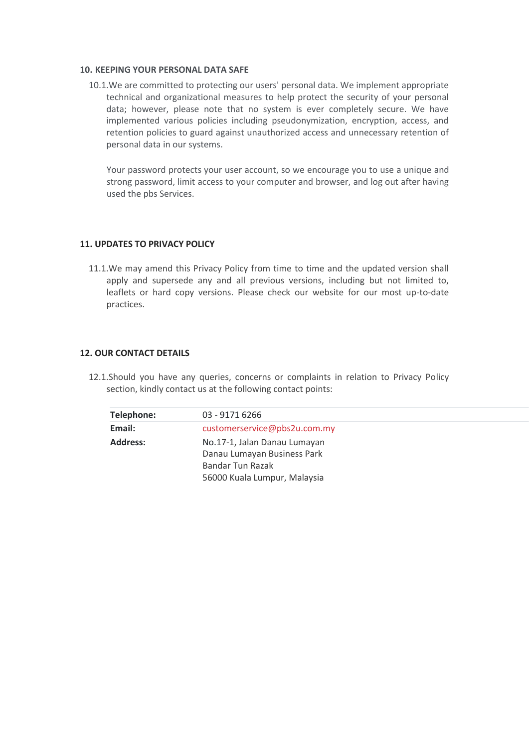## 10. KEEPING YOUR PERSONAL DATA SAFE

10.1. We are committed to protecting our users' personal data. We implement appropriate technical and organizational measures to help protect the security of your personal data; however, please note that no system is ever completely secure. We have implemented various policies including pseudonymization, encryption, access, and retention policies to guard against unauthorized access and unnecessary retention of personal data in our systems.

Your password protects your user account, so we encourage you to use a unique and strong password, limit access to your computer and browser, and log out after having used the pbs Services.

## 11. UPDATES TO PRIVACY POLICY

11.1. We may amend this Privacy Policy from time to time and the updated version shall apply and supersede any and all previous versions, including but not limited to, leaflets or hard copy versions. Please check our website for our most up-to-date practices.

## 12. OUR CONTACT DETAILS

12.1. Should you have any queries, concerns or complaints in relation to Privacy Policy section, kindly contact us at the following contact points:

| | |
|---|---|
| **Telephone:** | 03 - 9171 6266 |
| **Email:** | customerservice@pbs2u.com.my |
| **Address:** | No.17-1, Jalan Danau Lumayan<br>Danau Lumayan Business Park<br>Bandar Tun Razak<br>56000 Kuala Lumpur, Malaysia |